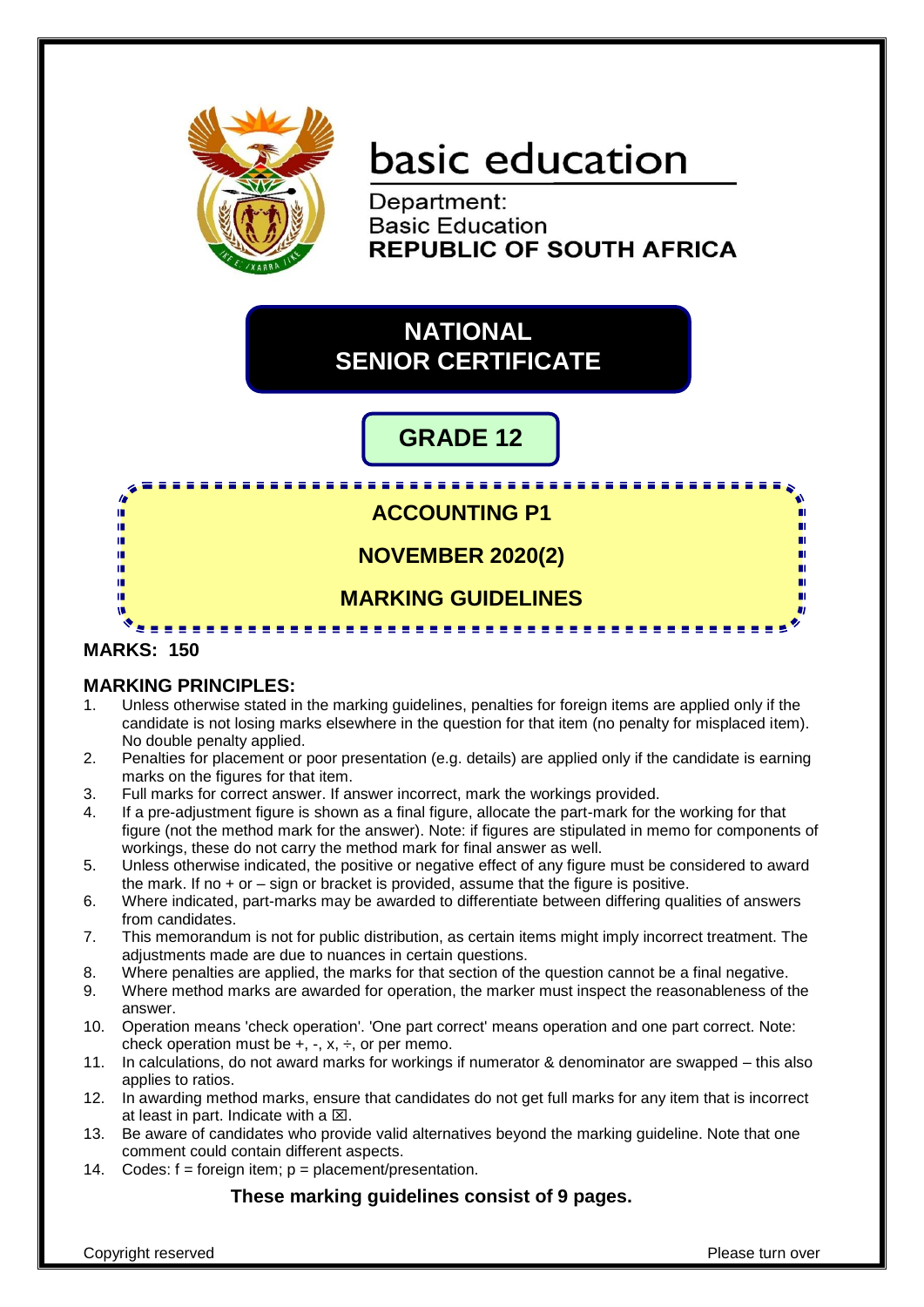basic education

Department:
Basic Education
**REPUBLIC OF SOUTH AFRICA**

# NATIONAL SENIOR CERTIFICATE

## GRADE 12

## ACCOUNTING P1

## NOVEMBER 2020(2)

## MARKING GUIDELINES

**MARKS: 150**

**MARKING PRINCIPLES:**

1. Unless otherwise stated in the marking guidelines, penalties for foreign items are applied only if the candidate is not losing marks elsewhere in the question for that item (no penalty for misplaced item). No double penalty applied.
2. Penalties for placement or poor presentation (e.g. details) are applied only if the candidate is earning marks on the figures for that item.
3. Full marks for correct answer. If answer incorrect, mark the workings provided.
4. If a pre-adjustment figure is shown as a final figure, allocate the part-mark for the working for that figure (not the method mark for the answer). Note: if figures are stipulated in memo for components of workings, these do not carry the method mark for final answer as well.
5. Unless otherwise indicated, the positive or negative effect of any figure must be considered to award the mark. If no + or – sign or bracket is provided, assume that the figure is positive.
6. Where indicated, part-marks may be awarded to differentiate between differing qualities of answers from candidates.
7. This memorandum is not for public distribution, as certain items might imply incorrect treatment. The adjustments made are due to nuances in certain questions.
8. Where penalties are applied, the marks for that section of the question cannot be a final negative.
9. Where method marks are awarded for operation, the marker must inspect the reasonableness of the answer.
10. Operation means 'check operation'. 'One part correct' means operation and one part correct. Note: check operation must be +, -, x, ÷, or per memo.
11. In calculations, do not award marks for workings if numerator & denominator are swapped – this also applies to ratios.
12. In awarding method marks, ensure that candidates do not get full marks for any item that is incorrect at least in part. Indicate with a ☒.
13. Be aware of candidates who provide valid alternatives beyond the marking guideline. Note that one comment could contain different aspects.
14. Codes: f = foreign item; p = placement/presentation.

**These marking guidelines consist of 9 pages.**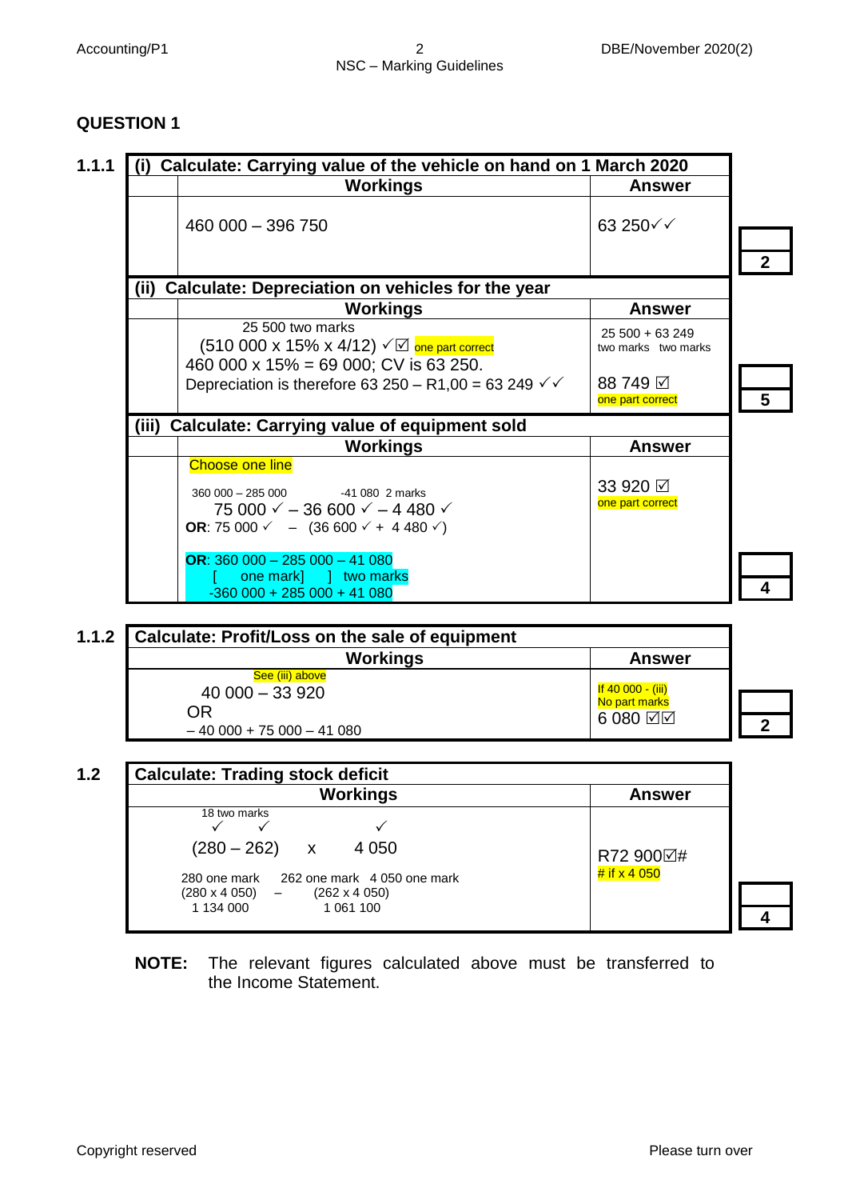## QUESTION 1

**1.1.1**

| (i) Calculate: Carrying value of the vehicle on hand on 1 March 2020 | | |
|---|---|---|
| **Workings** | **Answer** | |
| 460 000 – 396 750 | 63 250✓✓ | 2 |

| (ii) Calculate: Depreciation on vehicles for the year | | |
|---|---|---|
| **Workings** | **Answer** | |
| 25 500 two marks<br>(510 000 x 15% x 4/12) ✓☑ one part correct<br>460 000 x 15% = 69 000; CV is 63 250.<br>Depreciation is therefore 63 250 – R1,00 = 63 249 ✓✓ | 25 500 + 63 249<br>two marks two marks<br><br>88 749 ☑<br>one part correct | 5 |

| (iii) Calculate: Carrying value of equipment sold | | |
|---|---|---|
| **Workings** | **Answer** | |
| Choose one line<br><br>360 000 – 285 000 -41 080 2 marks<br>75 000 ✓ – 36 600 ✓ – 4 480 ✓<br>**OR**: 75 000 ✓ – (36 600 ✓ + 4 480 ✓)<br><br>**OR**: 360 000 – 285 000 – 41 080<br>[ one mark] ] two marks<br>-360 000 + 285 000 + 41 080 | 33 920 ☑<br>one part correct | 4 |

**1.1.2**

| Calculate: Profit/Loss on the sale of equipment | | |
|---|---|---|
| **Workings** | **Answer** | |
| See (iii) above<br>40 000 – 33 920<br>OR<br>– 40 000 + 75 000 – 41 080 | If 40 000 - (iii)<br>No part marks<br>6 080 ☑☑ | 2 |

**1.2**

| Calculate: Trading stock deficit | | |
|---|---|---|
| **Workings** | **Answer** | |
| 18 two marks<br>✓ ✓ ✓<br>(280 – 262) x 4 050<br><br>280 one mark 262 one mark 4 050 one mark<br>(280 x 4 050) – (262 x 4 050)<br>1 134 000 1 061 100 | R72 900☑#<br># if x 4 050 | 4 |

**NOTE:** The relevant figures calculated above must be transferred to the Income Statement.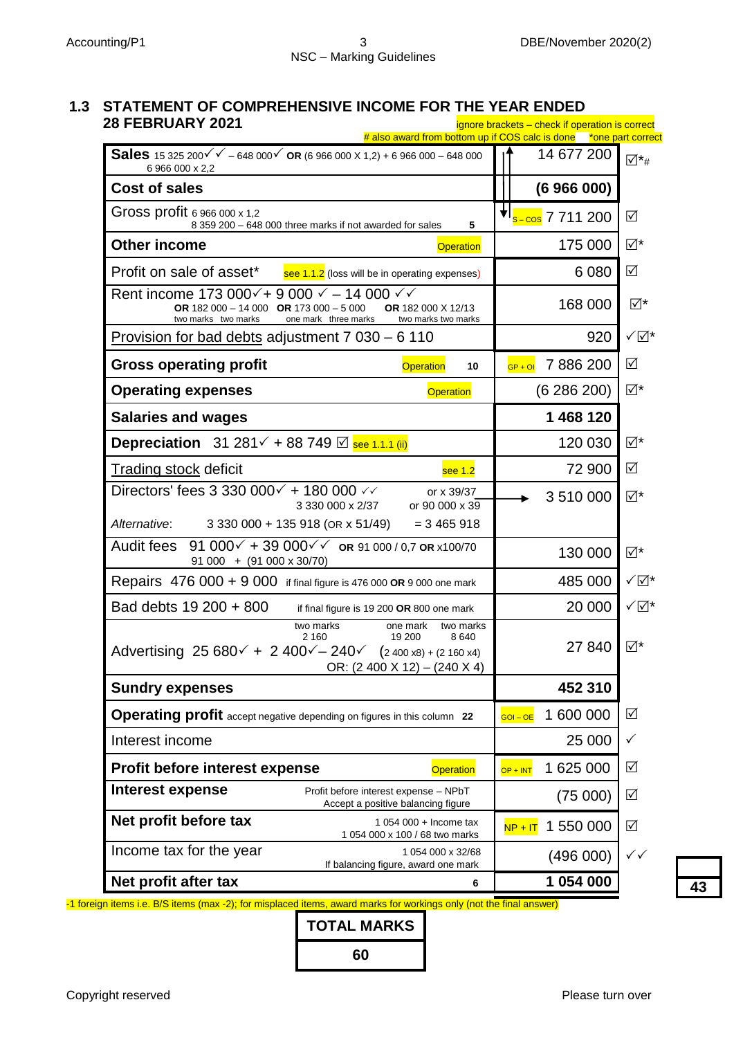## 1.3 STATEMENT OF COMPREHENSIVE INCOME FOR THE YEAR ENDED 28 FEBRUARY 2021

ignore brackets – check if operation is correct
# also award from bottom up if COS calc is done *one part correct

| | | |
|---|---|---|
| **Sales** 15 325 200✓✓ – 648 000✓ OR (6 966 000 X 1,2) + 6 966 000 – 648 000<br>6 966 000 x 2,2 | 14 677 200 | ☑*# |
| **Cost of sales** | **(6 966 000)** | |
| Gross profit 6 966 000 x 1,2<br>8 359 200 – 648 000 three marks if not awarded for sales **5** | S – COS 7 711 200 | ☑ |
| **Other income** Operation | 175 000 | ☑* |
| Profit on sale of asset* see 1.1.2 (loss will be in operating expenses) | 6 080 | ☑ |
| Rent income 173 000✓+ 9 000 ✓ – 14 000 ✓✓<br>OR 182 000 – 14 000 (two marks two marks) OR 173 000 – 5 000 (one mark three marks) OR 182 000 X 12/13 (two marks two marks) | 168 000 | ☑* |
| Provision for bad debts adjustment 7 030 – 6 110 | 920 | ✓☑* |
| **Gross operating profit** Operation **10** | GP + OI 7 886 200 | ☑ |
| **Operating expenses** Operation | (6 286 200) | ☑* |
| **Salaries and wages** | **1 468 120** | |
| **Depreciation** 31 281✓ + 88 749 ☑ see 1.1.1 (ii) | 120 030 | ☑* |
| Trading stock deficit see 1.2 | 72 900 | ☑ |
| Directors' fees 3 330 000✓ + 180 000 ✓✓ or x 39/37<br>3 330 000 x 2/37 or 90 000 x 39<br>*Alternative*: 3 330 000 + 135 918 (OR x 51/49) = 3 465 918 | 3 510 000 | ☑* |
| Audit fees 91 000✓ + 39 000✓✓ OR 91 000 / 0,7 OR x100/70<br>91 000 + (91 000 x 30/70) | 130 000 | ☑* |
| Repairs 476 000 + 9 000 if final figure is 476 000 OR 9 000 one mark | 485 000 | ✓☑* |
| Bad debts 19 200 + 800 if final figure is 19 200 OR 800 one mark | 20 000 | ✓☑* |
| Advertising 25 680✓ + 2 400✓– 240✓ (two marks 2 160; one mark 19 200; two marks 8 640) (2 400 x8) + (2 160 x4)<br>OR: (2 400 X 12) – (240 X 4) | 27 840 | ☑* |
| **Sundry expenses** | **452 310** | |
| **Operating profit** accept negative depending on figures in this column **22** | GOI – OE 1 600 000 | ☑ |
| Interest income | 25 000 | ✓ |
| **Profit before interest expense** Operation | OP + INT 1 625 000 | ☑ |
| **Interest expense** Profit before interest expense – NPbT<br>Accept a positive balancing figure | (75 000) | ☑ |
| **Net profit before tax** 1 054 000 + Income tax<br>1 054 000 x 100 / 68 two marks | NP + IT 1 550 000 | ☑ |
| Income tax for the year 1 054 000 x 32/68<br>If balancing figure, award one mark | (496 000) | ✓✓ |
| **Net profit after tax** **6** | **1 054 000** | |

-1 foreign items i.e. B/S items (max -2); for misplaced items, award marks for workings only (not the final answer)

**43**

| **TOTAL MARKS** |
|---|
| **60** |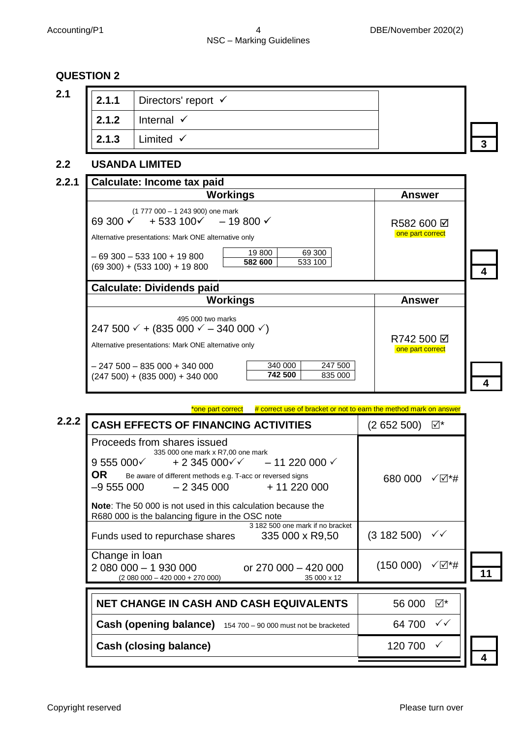## QUESTION 2

### 2.1

| | | |
|---|---|---|
| 2.1.1 | Directors' report ✓ | |
| 2.1.2 | Internal ✓ | |
| 2.1.3 | Limited ✓ | **3** |

### 2.2 USANDA LIMITED

**2.2.1**

| **Calculate: Income tax paid** | | |
|---|---|---|
| **Workings** | **Answer** | |
| (1 777 000 – 1 243 900) one mark<br>69 300 ✓ + 533 100✓ – 19 800 ✓<br>Alternative presentations: Mark ONE alternative only<br>– 69 300 – 533 100 + 19 800<br>(69 300) + (533 100) + 19 800<br>[19 800 \| 69 300 / **582 600** \| 533 100] | R582 600 ☑<br>one part correct | **4** |

| **Calculate: Dividends paid** | | |
|---|---|---|
| **Workings** | **Answer** | |
| 495 000 two marks<br>247 500 ✓ + (835 000 ✓ – 340 000 ✓)<br>Alternative presentations: Mark ONE alternative only<br>– 247 500 – 835 000 + 340 000<br>(247 500) + (835 000) + 340 000<br>[340 000 \| 247 500 / **742 500** \| 835 000] | R742 500 ☑<br>one part correct | **4** |

*one part correct # correct use of bracket or not to earn the method mark on answer

**2.2.2**

| **CASH EFFECTS OF FINANCING ACTIVITIES** | (2 652 500) ☑* | |
|---|---|---|
| Proceeds from shares issued<br>335 000 one mark x R7,00 one mark<br>9 555 000✓ + 2 345 000✓✓ – 11 220 000 ✓<br>**OR** Be aware of different methods e.g. T-acc or reversed signs<br>–9 555 000 – 2 345 000 + 11 220 000<br>**Note**: The 50 000 is not used in this calculation because the R680 000 is the balancing figure in the OSC note | 680 000 ✓☑*# | |
| Funds used to repurchase shares 335 000 x R9,50<br>3 182 500 one mark if no bracket | (3 182 500) ✓✓ | |
| Change in loan<br>2 080 000 – 1 930 000 or 270 000 – 420 000<br>(2 080 000 – 420 000 + 270 000) 35 000 x 12 | (150 000) ✓☑*# | **11** |

| | | |
|---|---|---|
| **NET CHANGE IN CASH AND CASH EQUIVALENTS** | 56 000 ☑* | |
| **Cash (opening balance)** 154 700 – 90 000 must not be bracketed | 64 700 ✓✓ | |
| **Cash (closing balance)** | 120 700 ✓ | **4** |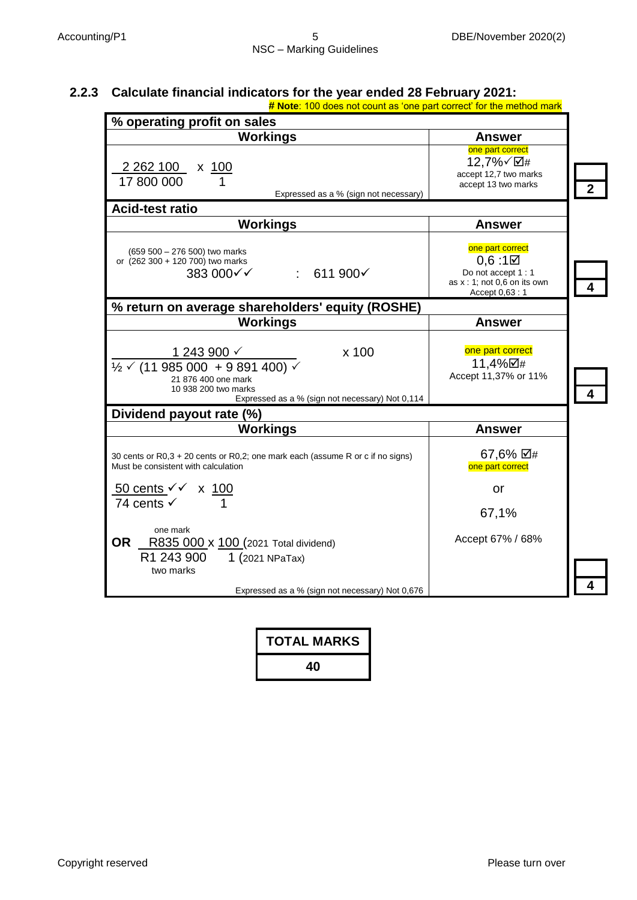### 2.2.3 Calculate financial indicators for the year ended 28 February 2021:

**# Note**: 100 does not count as 'one part correct' for the method mark

| **% operating profit on sales** | | |
|---|---|---|
| **Workings** | **Answer** | |
| $\frac{2\,262\,100}{17\,800\,000} \times \frac{100}{1}$<br>Expressed as a % (sign not necessary) | one part correct<br>12,7%✓☑#<br>accept 12,7 two marks<br>accept 13 two marks | **2** |
| **Acid-test ratio** | | |
| **Workings** | **Answer** | |
| (659 500 – 276 500) two marks<br>or (262 300 + 120 700) two marks<br>383 000✓✓ : 611 900✓ | one part correct<br>0,6 :1☑<br>Do not accept 1 : 1<br>as x : 1; not 0,6 on its own<br>Accept 0,63 : 1 | **4** |
| **% return on average shareholders' equity (ROSHE)** | | |
| **Workings** | **Answer** | |
| $\frac{1\,243\,900 ✓}{½ ✓ (11\,985\,000 + 9\,891\,400) ✓} \times 100$<br>21 876 400 one mark<br>10 938 200 two marks<br>Expressed as a % (sign not necessary) Not 0,114 | one part correct<br>11,4%☑#<br>Accept 11,37% or 11% | **4** |
| **Dividend payout rate (%)** | | |
| **Workings** | **Answer** | |
| 30 cents or R0,3 + 20 cents or R0,2; one mark each (assume R or c if no signs)<br>Must be consistent with calculation<br>$\frac{50 \text{ cents } ✓✓}{74 \text{ cents } ✓} \times \frac{100}{1}$<br>**OR** $\frac{\text{R835 000 (one mark)}}{\text{R1 243 900 (two marks)}} \times \frac{100 \text{ (2021 Total dividend)}}{1 \text{ (2021 NPaTax)}}$<br>Expressed as a % (sign not necessary) Not 0,676 | 67,6% ☑#<br>one part correct<br>or<br>67,1%<br>Accept 67% / 68% | **4** |

| **TOTAL MARKS** |
|---|
| **40** |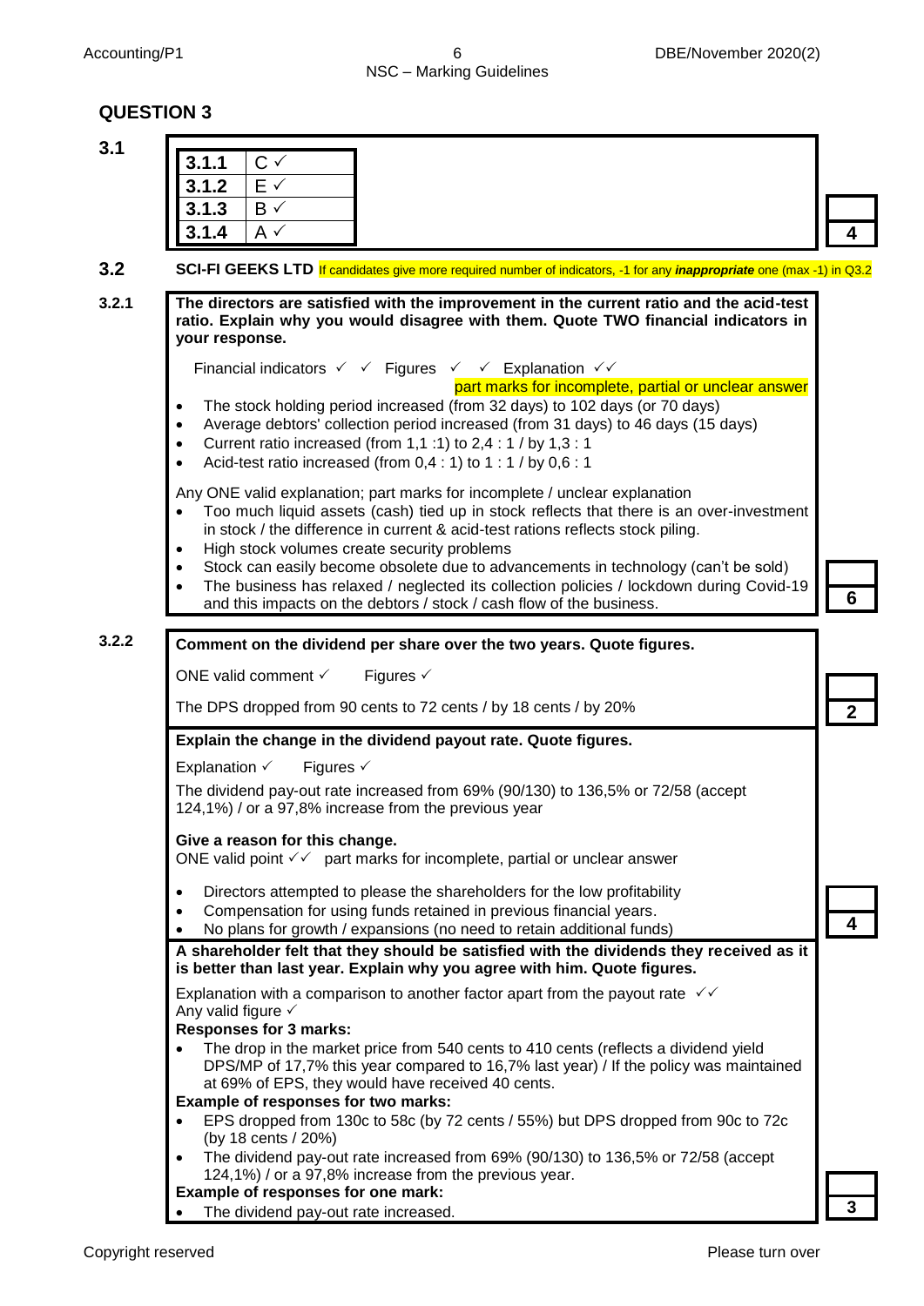## QUESTION 3

### 3.1

| | |
|---|---|
| **3.1.1** | C ✓ |
| **3.1.2** | E ✓ |
| **3.1.3** | B ✓ |
| **3.1.4** | A ✓ |

**4**

### 3.2

**SCI-FI GEEKS LTD** If candidates give more required number of indicators, -1 for any ***inappropriate*** one (max -1) in Q3.2

#### 3.2.1

**The directors are satisfied with the improvement in the current ratio and the acid-test ratio. Explain why you would disagree with them. Quote TWO financial indicators in your response.**

Financial indicators ✓ ✓ Figures ✓ ✓ Explanation ✓✓

part marks for incomplete, partial or unclear answer

- The stock holding period increased (from 32 days) to 102 days (or 70 days)
- Average debtors' collection period increased (from 31 days) to 46 days (15 days)
- Current ratio increased (from 1,1 :1) to 2,4 : 1 / by 1,3 : 1
- Acid-test ratio increased (from 0,4 : 1) to 1 : 1 / by 0,6 : 1

Any ONE valid explanation; part marks for incomplete / unclear explanation

- Too much liquid assets (cash) tied up in stock reflects that there is an over-investment in stock / the difference in current & acid-test rations reflects stock piling.
- High stock volumes create security problems
- Stock can easily become obsolete due to advancements in technology (can't be sold)
- The business has relaxed / neglected its collection policies / lockdown during Covid-19 and this impacts on the debtors / stock / cash flow of the business.

**6**

#### 3.2.2

**Comment on the dividend per share over the two years. Quote figures.**

ONE valid comment ✓ Figures ✓

The DPS dropped from 90 cents to 72 cents / by 18 cents / by 20%

**2**

**Explain the change in the dividend payout rate. Quote figures.**

Explanation ✓ Figures ✓

The dividend pay-out rate increased from 69% (90/130) to 136,5% or 72/58 (accept 124,1%) / or a 97,8% increase from the previous year

**Give a reason for this change.**

ONE valid point ✓✓ part marks for incomplete, partial or unclear answer

- Directors attempted to please the shareholders for the low profitability
- Compensation for using funds retained in previous financial years.
- No plans for growth / expansions (no need to retain additional funds)

**4**

**A shareholder felt that they should be satisfied with the dividends they received as it is better than last year. Explain why you agree with him. Quote figures.**

Explanation with a comparison to another factor apart from the payout rate ✓✓
Any valid figure ✓

**Responses for 3 marks:**

- The drop in the market price from 540 cents to 410 cents (reflects a dividend yield DPS/MP of 17,7% this year compared to 16,7% last year) / If the policy was maintained at 69% of EPS, they would have received 40 cents.

**Example of responses for two marks:**

- EPS dropped from 130c to 58c (by 72 cents / 55%) but DPS dropped from 90c to 72c (by 18 cents / 20%)
- The dividend pay-out rate increased from 69% (90/130) to 136,5% or 72/58 (accept 124,1%) / or a 97,8% increase from the previous year.

**Example of responses for one mark:**

- The dividend pay-out rate increased.

**3**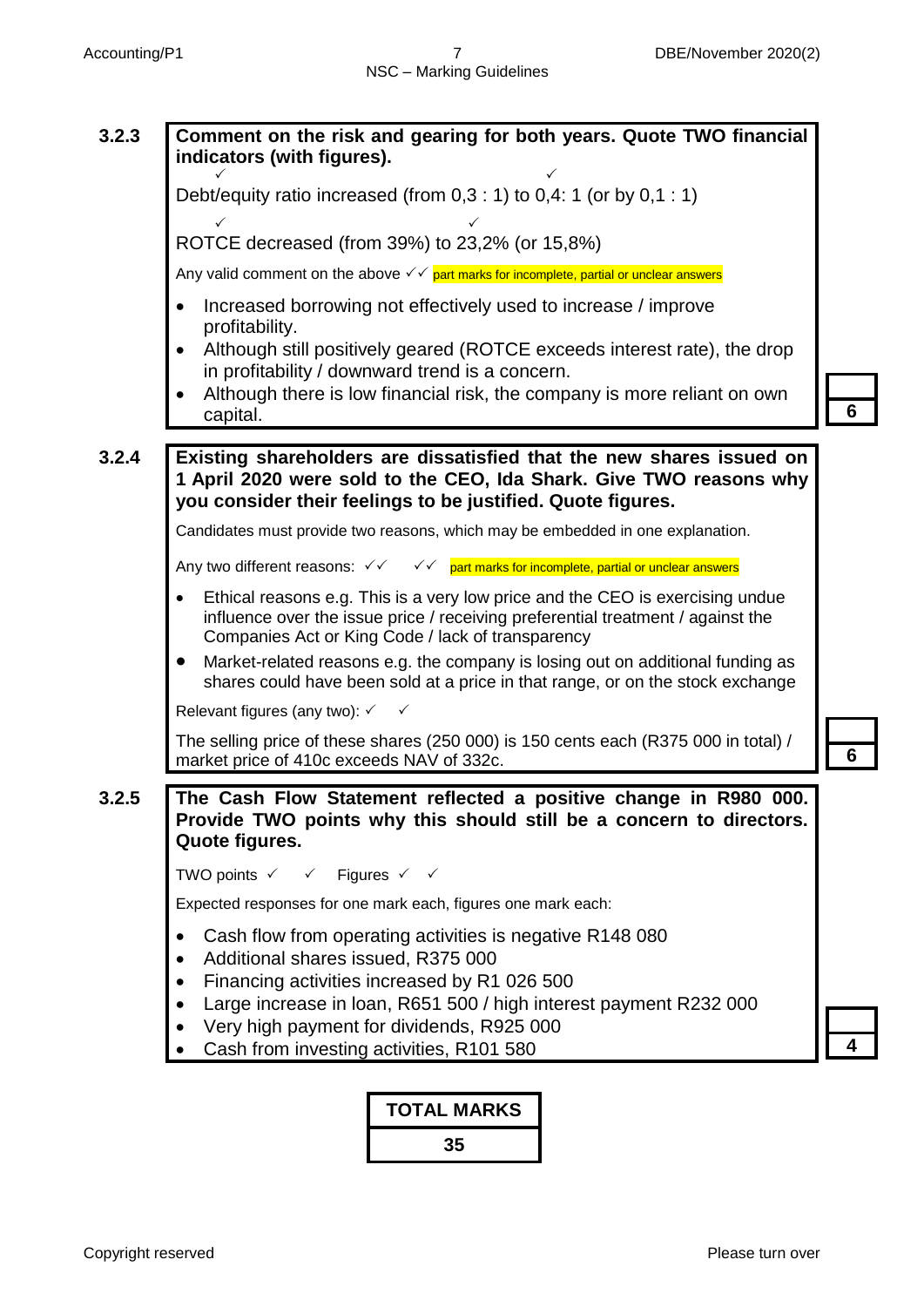### 3.2.3 Comment on the risk and gearing for both years. Quote TWO financial indicators (with figures).

✓ ✓
Debt/equity ratio increased (from 0,3 : 1) to 0,4: 1 (or by 0,1 : 1)

✓ ✓
ROTCE decreased (from 39%) to 23,2% (or 15,8%)

Any valid comment on the above ✓✓ part marks for incomplete, partial or unclear answers

- Increased borrowing not effectively used to increase / improve profitability.
- Although still positively geared (ROTCE exceeds interest rate), the drop in profitability / downward trend is a concern.
- Although there is low financial risk, the company is more reliant on own capital.

**6**

### 3.2.4 Existing shareholders are dissatisfied that the new shares issued on 1 April 2020 were sold to the CEO, Ida Shark. Give TWO reasons why you consider their feelings to be justified. Quote figures.

Candidates must provide two reasons, which may be embedded in one explanation.

Any two different reasons: ✓✓ ✓✓ part marks for incomplete, partial or unclear answers

- Ethical reasons e.g. This is a very low price and the CEO is exercising undue influence over the issue price / receiving preferential treatment / against the Companies Act or King Code / lack of transparency
- Market-related reasons e.g. the company is losing out on additional funding as shares could have been sold at a price in that range, or on the stock exchange

Relevant figures (any two): ✓ ✓

The selling price of these shares (250 000) is 150 cents each (R375 000 in total) / market price of 410c exceeds NAV of 332c.

**6**

### 3.2.5 The Cash Flow Statement reflected a positive change in R980 000. Provide TWO points why this should still be a concern to directors. Quote figures.

TWO points ✓ ✓ Figures ✓ ✓

Expected responses for one mark each, figures one mark each:

- Cash flow from operating activities is negative R148 080
- Additional shares issued, R375 000
- Financing activities increased by R1 026 500
- Large increase in loan, R651 500 / high interest payment R232 000
- Very high payment for dividends, R925 000
- Cash from investing activities, R101 580

**4**

| TOTAL MARKS |
|---|
| 35 |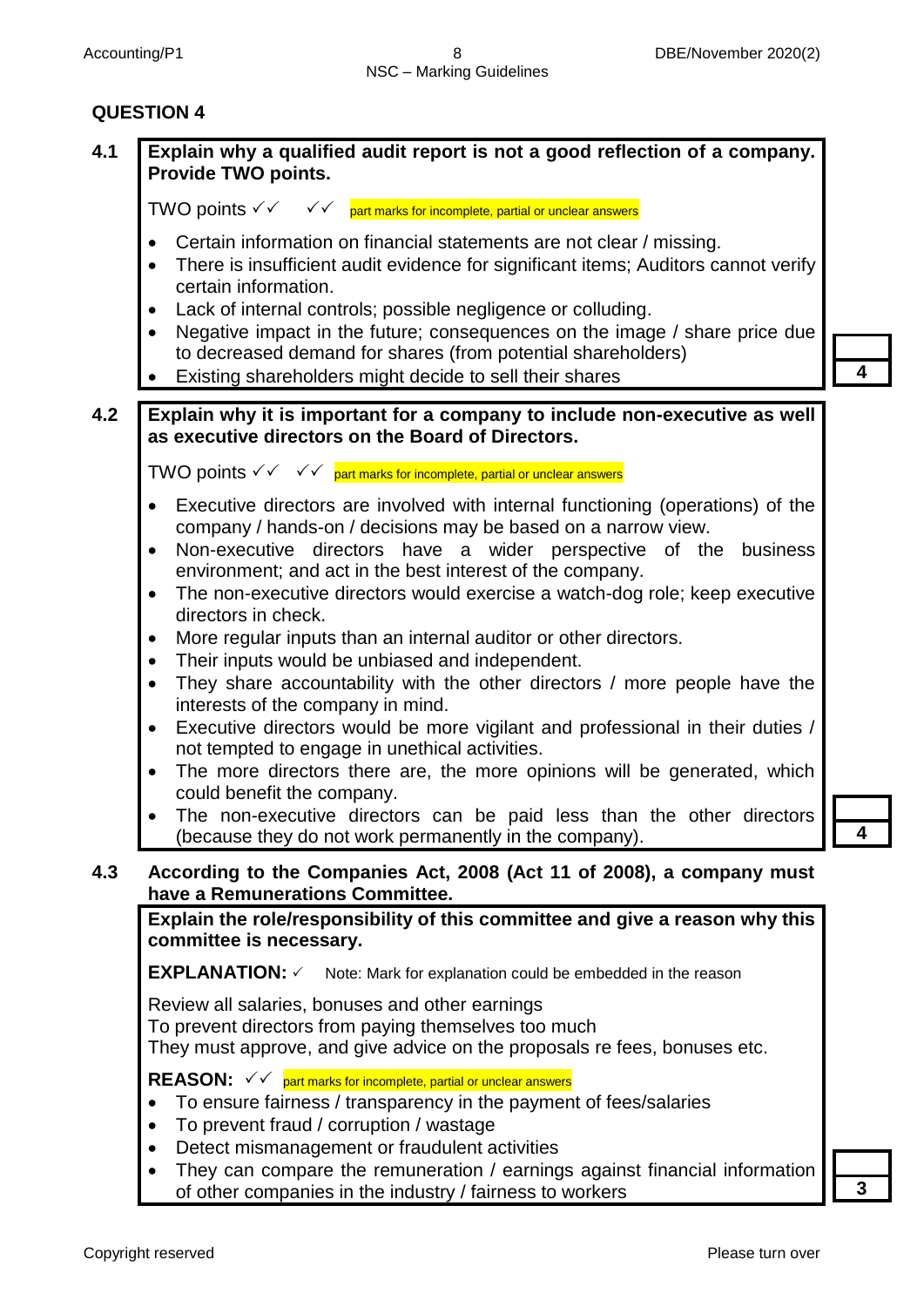## QUESTION 4

**4.1 Explain why a qualified audit report is not a good reflection of a company. Provide TWO points.**

TWO points ✓✓ ✓✓ part marks for incomplete, partial or unclear answers

- Certain information on financial statements are not clear / missing.
- There is insufficient audit evidence for significant items; Auditors cannot verify certain information.
- Lack of internal controls; possible negligence or colluding.
- Negative impact in the future; consequences on the image / share price due to decreased demand for shares (from potential shareholders)
- Existing shareholders might decide to sell their shares

**4**

**4.2 Explain why it is important for a company to include non-executive as well as executive directors on the Board of Directors.**

TWO points ✓✓ ✓✓ part marks for incomplete, partial or unclear answers

- Executive directors are involved with internal functioning (operations) of the company / hands-on / decisions may be based on a narrow view.
- Non-executive directors have a wider perspective of the business environment; and act in the best interest of the company.
- The non-executive directors would exercise a watch-dog role; keep executive directors in check.
- More regular inputs than an internal auditor or other directors.
- Their inputs would be unbiased and independent.
- They share accountability with the other directors / more people have the interests of the company in mind.
- Executive directors would be more vigilant and professional in their duties / not tempted to engage in unethical activities.
- The more directors there are, the more opinions will be generated, which could benefit the company.
- The non-executive directors can be paid less than the other directors (because they do not work permanently in the company).

**4**

**4.3 According to the Companies Act, 2008 (Act 11 of 2008), a company must have a Remunerations Committee.**

**Explain the role/responsibility of this committee and give a reason why this committee is necessary.**

**EXPLANATION:** ✓ Note: Mark for explanation could be embedded in the reason

Review all salaries, bonuses and other earnings
To prevent directors from paying themselves too much
They must approve, and give advice on the proposals re fees, bonuses etc.

**REASON:** ✓✓ part marks for incomplete, partial or unclear answers

- To ensure fairness / transparency in the payment of fees/salaries
- To prevent fraud / corruption / wastage
- Detect mismanagement or fraudulent activities
- They can compare the remuneration / earnings against financial information of other companies in the industry / fairness to workers

**3**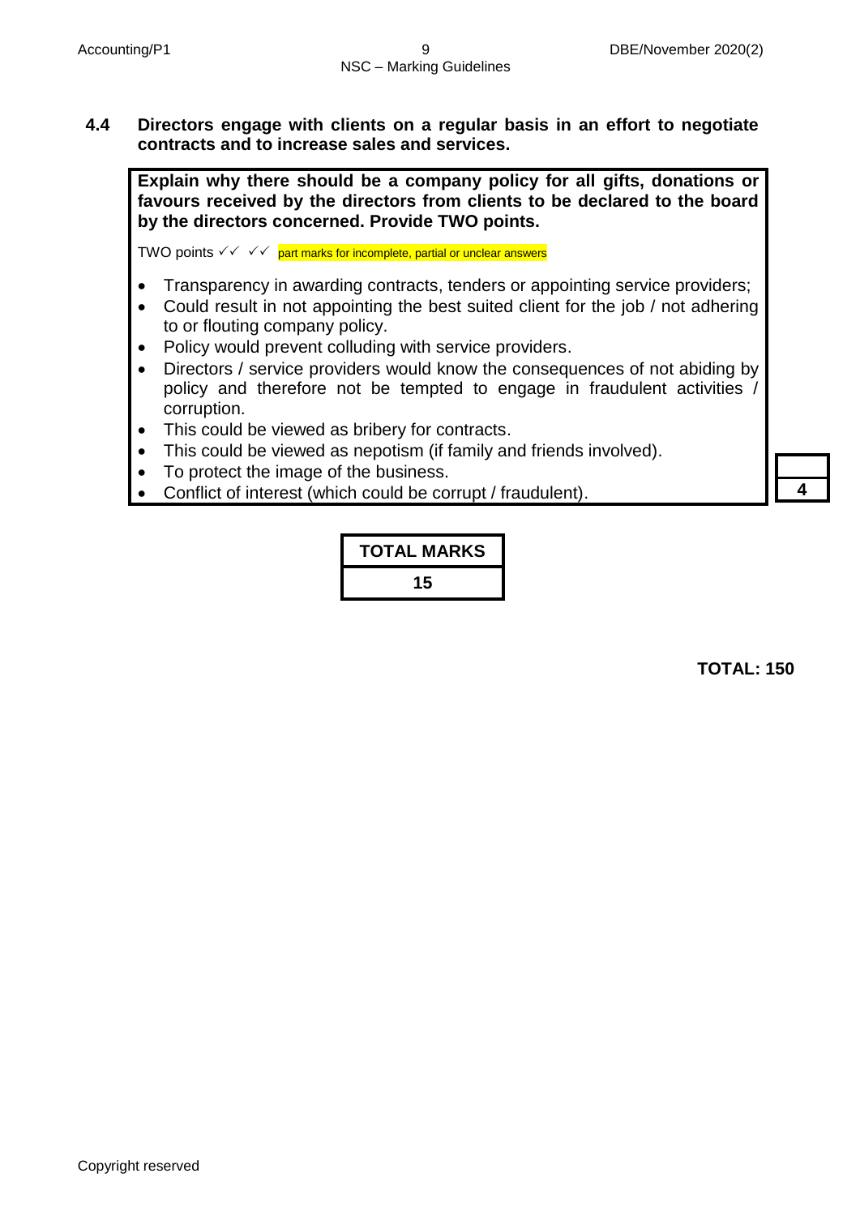**4.4 Directors engage with clients on a regular basis in an effort to negotiate contracts and to increase sales and services.**

**Explain why there should be a company policy for all gifts, donations or favours received by the directors from clients to be declared to the board by the directors concerned. Provide TWO points.**

TWO points ✓✓ ✓✓ part marks for incomplete, partial or unclear answers

- Transparency in awarding contracts, tenders or appointing service providers;
- Could result in not appointing the best suited client for the job / not adhering to or flouting company policy.
- Policy would prevent colluding with service providers.
- Directors / service providers would know the consequences of not abiding by policy and therefore not be tempted to engage in fraudulent activities / corruption.
- This could be viewed as bribery for contracts.
- This could be viewed as nepotism (if family and friends involved).
- To protect the image of the business.
- Conflict of interest (which could be corrupt / fraudulent).

**4**

| TOTAL MARKS |
| --- |
| 15 |

**TOTAL: 150**